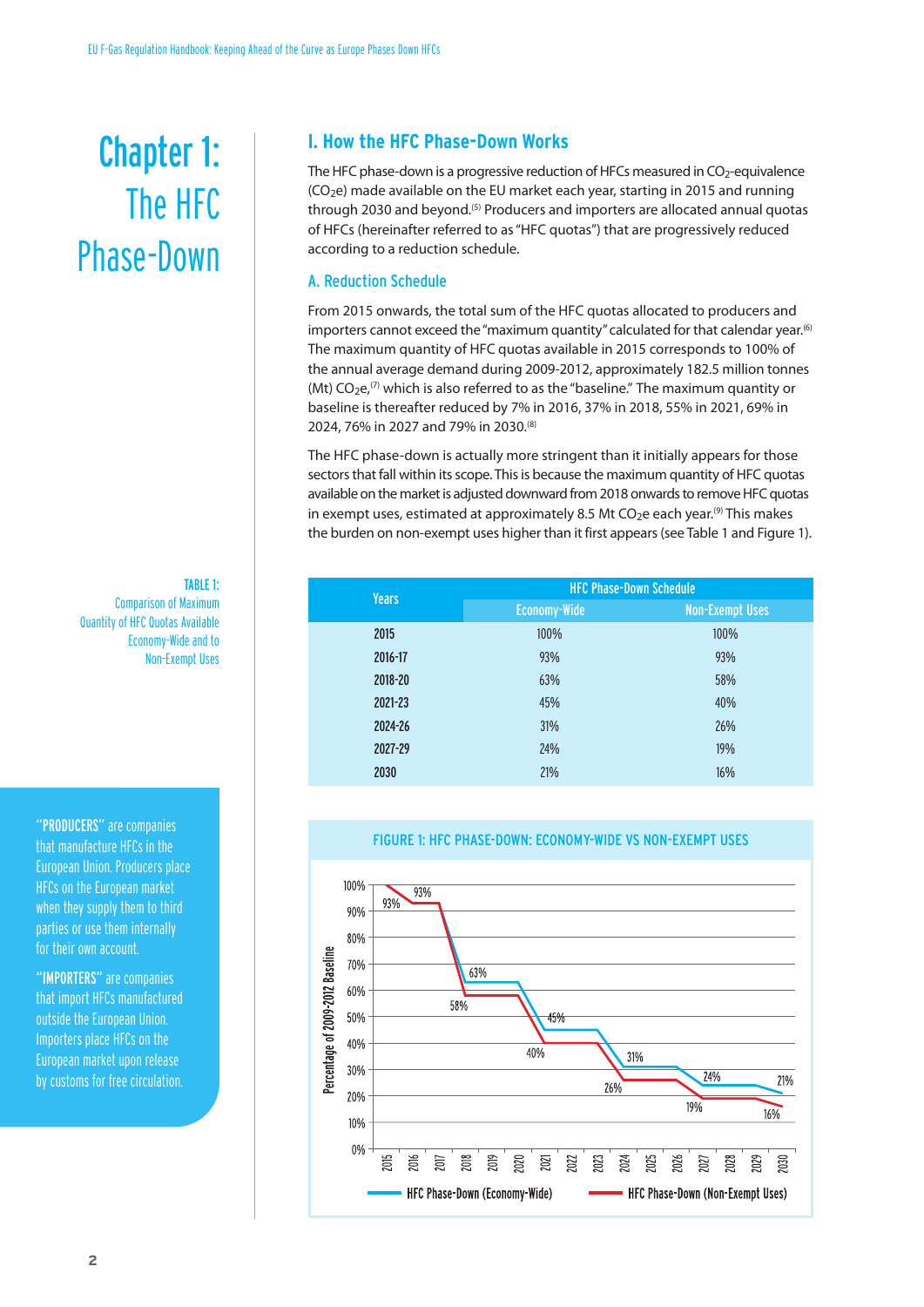# Chapter 1: The HFC Phase-Down

## I. How the HFC Phase-Down Works

The HFC phase-down is a progressive reduction of HFCs measured in $CO_2$-equivalence ($CO_2e$) made available on the EU market each year, starting in 2015 and running through 2030 and beyond.[5] Producers and importers are allocated annual quotas of HFCs (hereinafter referred to as "HFC quotas") that are progressively reduced according to a reduction schedule.

### A. Reduction Schedule

From 2015 onwards, the total sum of the HFC quotas allocated to producers and importers cannot exceed the "maximum quantity" calculated for that calendar year.[6] The maximum quantity of HFC quotas available in 2015 corresponds to 100% of the annual average demand during 2009-2012, approximately 182.5 million tonnes (Mt) $CO_2e$,[7] which is also referred to as the "baseline." The maximum quantity or baseline is thereafter reduced by 7% in 2016, 37% in 2018, 55% in 2021, 69% in 2024, 76% in 2027 and 79% in 2030.[8]

The HFC phase-down is actually more stringent than it initially appears for those sectors that fall within its scope. This is because the maximum quantity of HFC quotas available on the market is adjusted downward from 2018 onwards to remove HFC quotas in exempt uses, estimated at approximately 8.5 Mt $CO_2e$ each year.[9] This makes the burden on non-exempt uses higher than it first appears (see Table 1 and Figure 1).

**TABLE 1:** Comparison of Maximum Quantity of HFC Quotas Available Economy-Wide and to Non-Exempt Uses

| Years | HFC Phase-Down Schedule | |
|---|---|---|
| | Economy-Wide | Non-Exempt Uses |
| 2015 | 100% | 100% |
| 2016-17 | 93% | 93% |
| 2018-20 | 63% | 58% |
| 2021-23 | 45% | 40% |
| 2024-26 | 31% | 26% |
| 2027-29 | 24% | 19% |
| 2030 | 21% | 16% |

**FIGURE 1: HFC PHASE-DOWN: ECONOMY-WIDE VS NON-EXEMPT USES**

Percentage of 2009-2012 Baseline (y-axis: 0%–100%); years 2015–2030 (x-axis). Data labels: 93%, 93%, 63%, 58%, 45%, 40%, 31%, 26%, 24%, 19%, 21%, 16%.

Legend: HFC Phase-Down (Economy-Wide); HFC Phase-Down (Non-Exempt Uses)

"**PRODUCERS**" are companies that manufacture HFCs in the European Union. Producers place HFCs on the European market when they supply them to third parties or use them internally for their own account.

"**IMPORTERS**" are companies that import HFCs manufactured outside the European Union. Importers place HFCs on the European market upon release by customs for free circulation.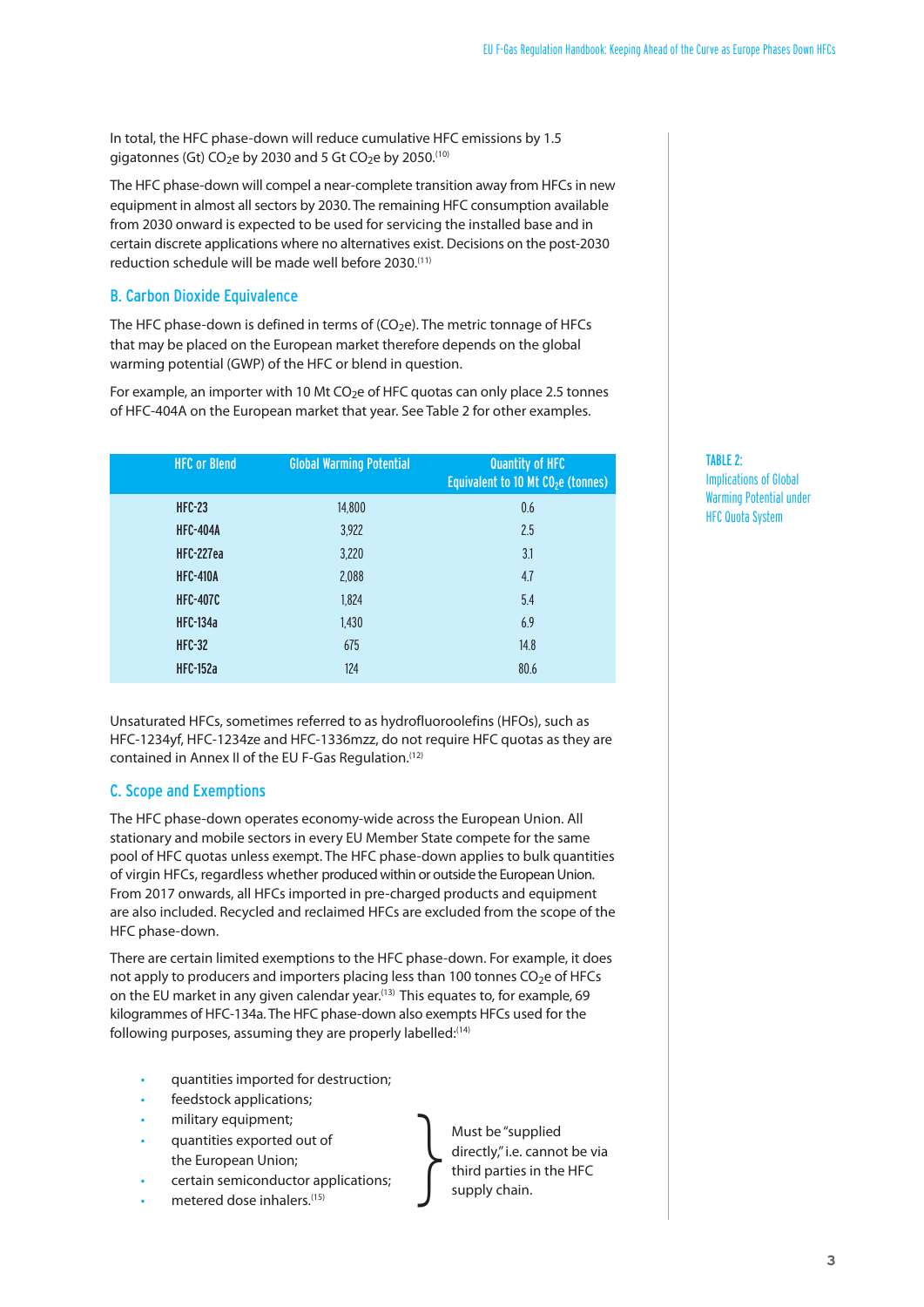In total, the HFC phase-down will reduce cumulative HFC emissions by 1.5 gigatonnes (Gt) $CO_2e$ by 2030 and 5 Gt $CO_2e$ by 2050.[10]

The HFC phase-down will compel a near-complete transition away from HFCs in new equipment in almost all sectors by 2030. The remaining HFC consumption available from 2030 onward is expected to be used for servicing the installed base and in certain discrete applications where no alternatives exist. Decisions on the post-2030 reduction schedule will be made well before 2030.[11]

## B. Carbon Dioxide Equivalence

The HFC phase-down is defined in terms of ($CO_2e$). The metric tonnage of HFCs that may be placed on the European market therefore depends on the global warming potential (GWP) of the HFC or blend in question.

For example, an importer with 10 Mt $CO_2e$ of HFC quotas can only place 2.5 tonnes of HFC-404A on the European market that year. See Table 2 for other examples.

TABLE 2: Implications of Global Warming Potential under HFC Quota System

| HFC or Blend | Global Warming Potential | Quantity of HFC Equivalent to 10 Mt $CO_2e$ (tonnes) |
|---|---|---|
| HFC-23 | 14,800 | 0.6 |
| HFC-404A | 3,922 | 2.5 |
| HFC-227ea | 3,220 | 3.1 |
| HFC-410A | 2,088 | 4.7 |
| HFC-407C | 1,824 | 5.4 |
| HFC-134a | 1,430 | 6.9 |
| HFC-32 | 675 | 14.8 |
| HFC-152a | 124 | 80.6 |

Unsaturated HFCs, sometimes referred to as hydrofluoroolefins (HFOs), such as HFC-1234yf, HFC-1234ze and HFC-1336mzz, do not require HFC quotas as they are contained in Annex II of the EU F-Gas Regulation.[12]

## C. Scope and Exemptions

The HFC phase-down operates economy-wide across the European Union. All stationary and mobile sectors in every EU Member State compete for the same pool of HFC quotas unless exempt. The HFC phase-down applies to bulk quantities of virgin HFCs, regardless whether produced within or outside the European Union. From 2017 onwards, all HFCs imported in pre-charged products and equipment are also included. Recycled and reclaimed HFCs are excluded from the scope of the HFC phase-down.

There are certain limited exemptions to the HFC phase-down. For example, it does not apply to producers and importers placing less than 100 tonnes $CO_2e$ of HFCs on the EU market in any given calendar year.[13] This equates to, for example, 69 kilogrammes of HFC-134a. The HFC phase-down also exempts HFCs used for the following purposes, assuming they are properly labelled:[14]

- quantities imported for destruction;
- feedstock applications;
- military equipment;
- quantities exported out of the European Union;
- certain semiconductor applications;
- metered dose inhalers.[15]

Must be "supplied directly," i.e. cannot be via third parties in the HFC supply chain.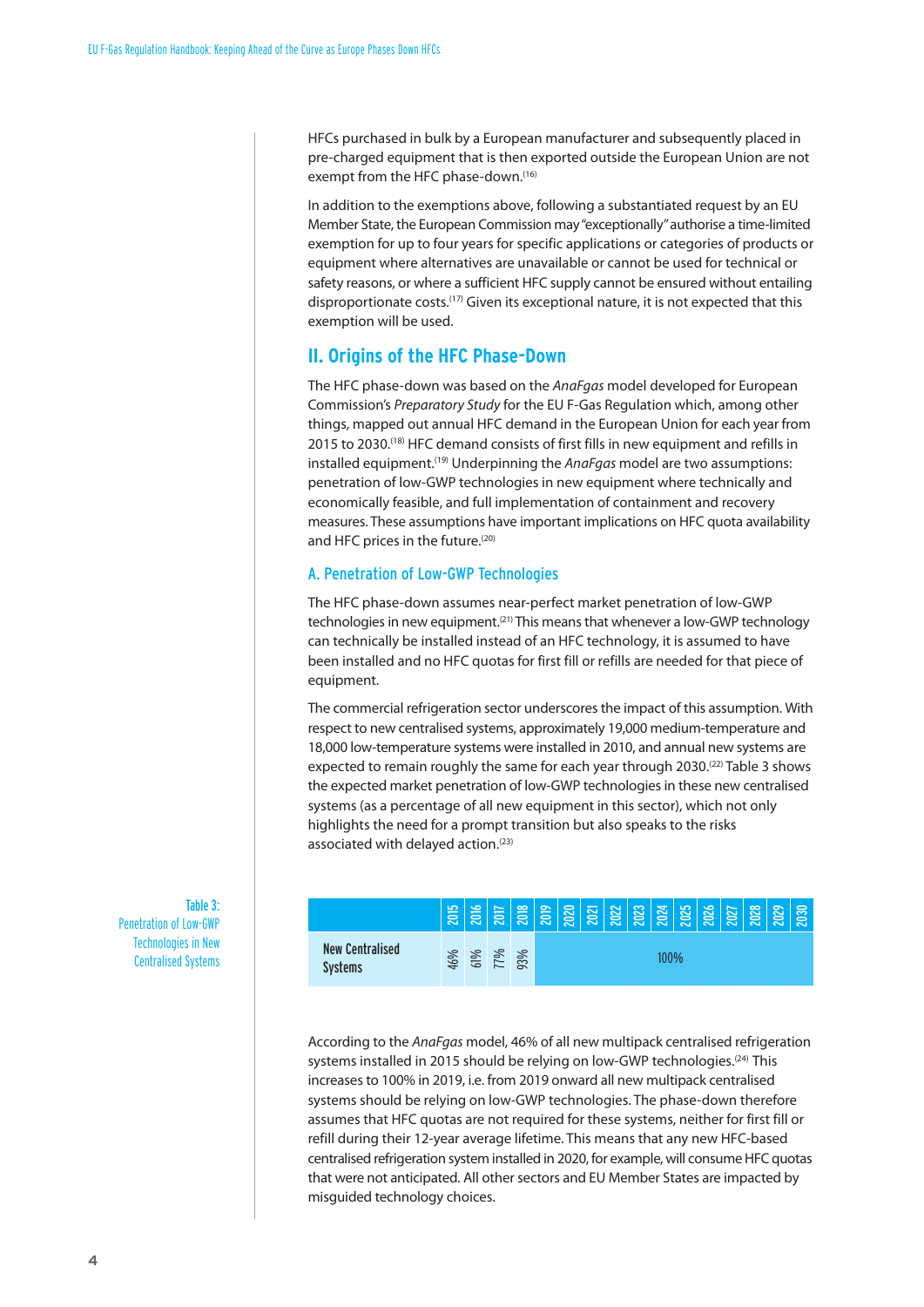HFCs purchased in bulk by a European manufacturer and subsequently placed in pre-charged equipment that is then exported outside the European Union are not exempt from the HFC phase-down.[16]

In addition to the exemptions above, following a substantiated request by an EU Member State, the European Commission may "exceptionally" authorise a time-limited exemption for up to four years for specific applications or categories of products or equipment where alternatives are unavailable or cannot be used for technical or safety reasons, or where a sufficient HFC supply cannot be ensured without entailing disproportionate costs.[17] Given its exceptional nature, it is not expected that this exemption will be used.

## II. Origins of the HFC Phase-Down

The HFC phase-down was based on the *AnaFgas* model developed for European Commission's *Preparatory Study* for the EU F-Gas Regulation which, among other things, mapped out annual HFC demand in the European Union for each year from 2015 to 2030.[18] HFC demand consists of first fills in new equipment and refills in installed equipment.[19] Underpinning the *AnaFgas* model are two assumptions: penetration of low-GWP technologies in new equipment where technically and economically feasible, and full implementation of containment and recovery measures. These assumptions have important implications on HFC quota availability and HFC prices in the future.[20]

### A. Penetration of Low-GWP Technologies

The HFC phase-down assumes near-perfect market penetration of low-GWP technologies in new equipment.[21] This means that whenever a low-GWP technology can technically be installed instead of an HFC technology, it is assumed to have been installed and no HFC quotas for first fill or refills are needed for that piece of equipment.

The commercial refrigeration sector underscores the impact of this assumption. With respect to new centralised systems, approximately 19,000 medium-temperature and 18,000 low-temperature systems were installed in 2010, and annual new systems are expected to remain roughly the same for each year through 2030.[22] Table 3 shows the expected market penetration of low-GWP technologies in these new centralised systems (as a percentage of all new equipment in this sector), which not only highlights the need for a prompt transition but also speaks to the risks associated with delayed action.[23]

Table 3: Penetration of Low-GWP Technologies in New Centralised Systems

| | 2015 | 2016 | 2017 | 2018 | 2019 | 2020 | 2021 | 2022 | 2023 | 2024 | 2025 | 2026 | 2027 | 2028 | 2029 | 2030 |
|---|---|---|---|---|---|---|---|---|---|---|---|---|---|---|---|---|
| New Centralised Systems | 46% | 61% | 77% | 93% | 100% | | | | | | | | | | | |

According to the *AnaFgas* model, 46% of all new multipack centralised refrigeration systems installed in 2015 should be relying on low-GWP technologies.[24] This increases to 100% in 2019, i.e. from 2019 onward all new multipack centralised systems should be relying on low-GWP technologies. The phase-down therefore assumes that HFC quotas are not required for these systems, neither for first fill or refill during their 12-year average lifetime. This means that any new HFC-based centralised refrigeration system installed in 2020, for example, will consume HFC quotas that were not anticipated. All other sectors and EU Member States are impacted by misguided technology choices.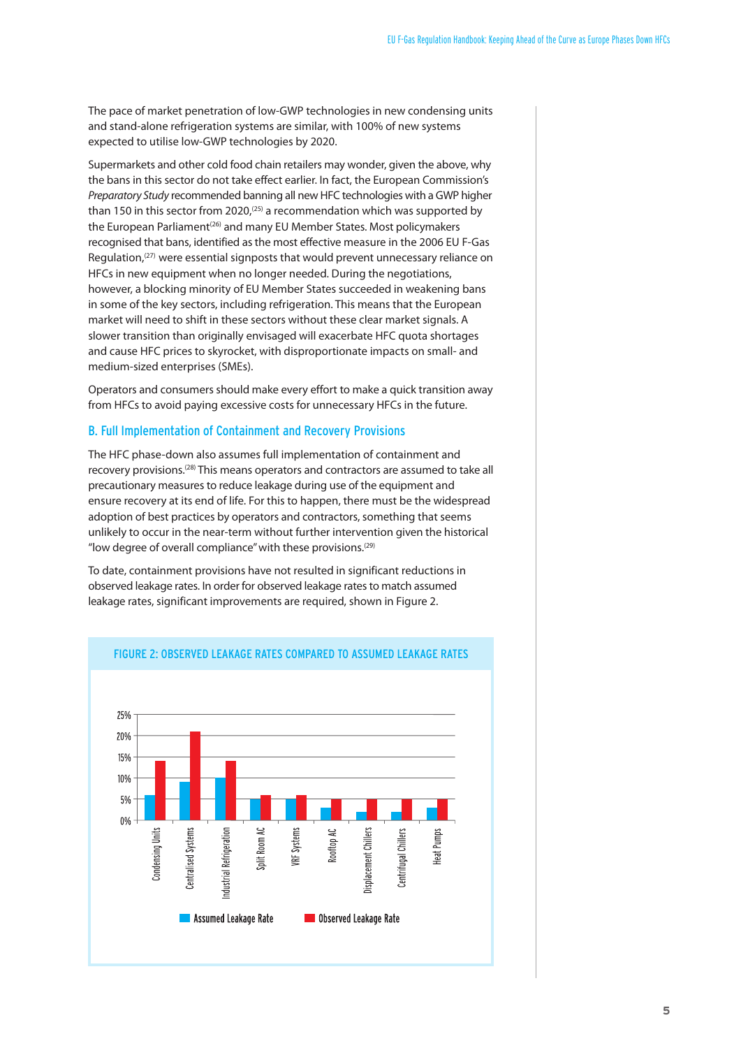The pace of market penetration of low-GWP technologies in new condensing units and stand-alone refrigeration systems are similar, with 100% of new systems expected to utilise low-GWP technologies by 2020.

Supermarkets and other cold food chain retailers may wonder, given the above, why the bans in this sector do not take effect earlier. In fact, the European Commission's *Preparatory Study* recommended banning all new HFC technologies with a GWP higher than 150 in this sector from 2020,[25] a recommendation which was supported by the European Parliament[26] and many EU Member States. Most policymakers recognised that bans, identified as the most effective measure in the 2006 EU F-Gas Regulation,[27] were essential signposts that would prevent unnecessary reliance on HFCs in new equipment when no longer needed. During the negotiations, however, a blocking minority of EU Member States succeeded in weakening bans in some of the key sectors, including refrigeration. This means that the European market will need to shift in these sectors without these clear market signals. A slower transition than originally envisaged will exacerbate HFC quota shortages and cause HFC prices to skyrocket, with disproportionate impacts on small- and medium-sized enterprises (SMEs).

Operators and consumers should make every effort to make a quick transition away from HFCs to avoid paying excessive costs for unnecessary HFCs in the future.

### B. Full Implementation of Containment and Recovery Provisions

The HFC phase-down also assumes full implementation of containment and recovery provisions.[28] This means operators and contractors are assumed to take all precautionary measures to reduce leakage during use of the equipment and ensure recovery at its end of life. For this to happen, there must be the widespread adoption of best practices by operators and contractors, something that seems unlikely to occur in the near-term without further intervention given the historical "low degree of overall compliance" with these provisions.[29]

To date, containment provisions have not resulted in significant reductions in observed leakage rates. In order for observed leakage rates to match assumed leakage rates, significant improvements are required, shown in Figure 2.

FIGURE 2: OBSERVED LEAKAGE RATES COMPARED TO ASSUMED LEAKAGE RATES

| | Assumed Leakage Rate | Observed Leakage Rate |
|---|---|---|
| Condensing Units | 6% | 14% |
| Centralised Systems | 9% | 21% |
| Industrial Refrigeration | 10% | 14% |
| Split Room AC | 5% | 6% |
| VRF Systems | 5% | 6% |
| Rooftop AC | 3% | 5% |
| Displacement Chillers | 2% | 5% |
| Centrifugal Chillers | 2% | 5% |
| Heat Pumps | 3% | 5% |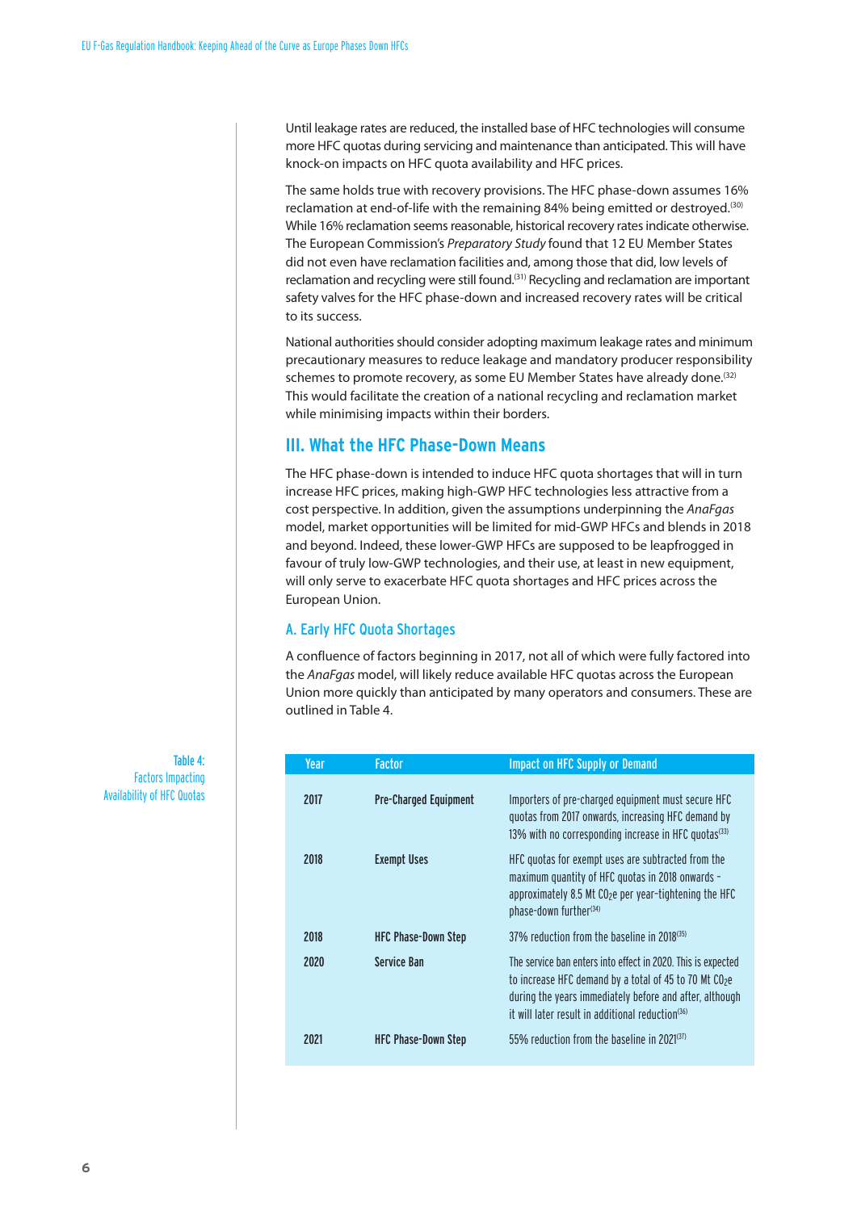Until leakage rates are reduced, the installed base of HFC technologies will consume more HFC quotas during servicing and maintenance than anticipated. This will have knock-on impacts on HFC quota availability and HFC prices.

The same holds true with recovery provisions. The HFC phase-down assumes 16% reclamation at end-of-life with the remaining 84% being emitted or destroyed.[30] While 16% reclamation seems reasonable, historical recovery rates indicate otherwise. The European Commission's *Preparatory Study* found that 12 EU Member States did not even have reclamation facilities and, among those that did, low levels of reclamation and recycling were still found.[31] Recycling and reclamation are important safety valves for the HFC phase-down and increased recovery rates will be critical to its success.

National authorities should consider adopting maximum leakage rates and minimum precautionary measures to reduce leakage and mandatory producer responsibility schemes to promote recovery, as some EU Member States have already done.[32] This would facilitate the creation of a national recycling and reclamation market while minimising impacts within their borders.

## III. What the HFC Phase-Down Means

The HFC phase-down is intended to induce HFC quota shortages that will in turn increase HFC prices, making high-GWP HFC technologies less attractive from a cost perspective. In addition, given the assumptions underpinning the *AnaFgas* model, market opportunities will be limited for mid-GWP HFCs and blends in 2018 and beyond. Indeed, these lower-GWP HFCs are supposed to be leapfrogged in favour of truly low-GWP technologies, and their use, at least in new equipment, will only serve to exacerbate HFC quota shortages and HFC prices across the European Union.

### A. Early HFC Quota Shortages

A confluence of factors beginning in 2017, not all of which were fully factored into the *AnaFgas* model, will likely reduce available HFC quotas across the European Union more quickly than anticipated by many operators and consumers. These are outlined in Table 4.

Table 4: Factors Impacting Availability of HFC Quotas

| Year | Factor | Impact on HFC Supply or Demand |
|---|---|---|
| 2017 | Pre-Charged Equipment | Importers of pre-charged equipment must secure HFC quotas from 2017 onwards, increasing HFC demand by 13% with no corresponding increase in HFC quotas[33] |
| 2018 | Exempt Uses | HFC quotas for exempt uses are subtracted from the maximum quantity of HFC quotas in 2018 onwards - approximately 8.5 Mt $CO_2e$ per year-tightening the HFC phase-down further[34] |
| 2018 | HFC Phase-Down Step | 37% reduction from the baseline in 2018[35] |
| 2020 | Service Ban | The service ban enters into effect in 2020. This is expected to increase HFC demand by a total of 45 to 70 Mt $CO_2e$ during the years immediately before and after, although it will later result in additional reduction[36] |
| 2021 | HFC Phase-Down Step | 55% reduction from the baseline in 2021[37] |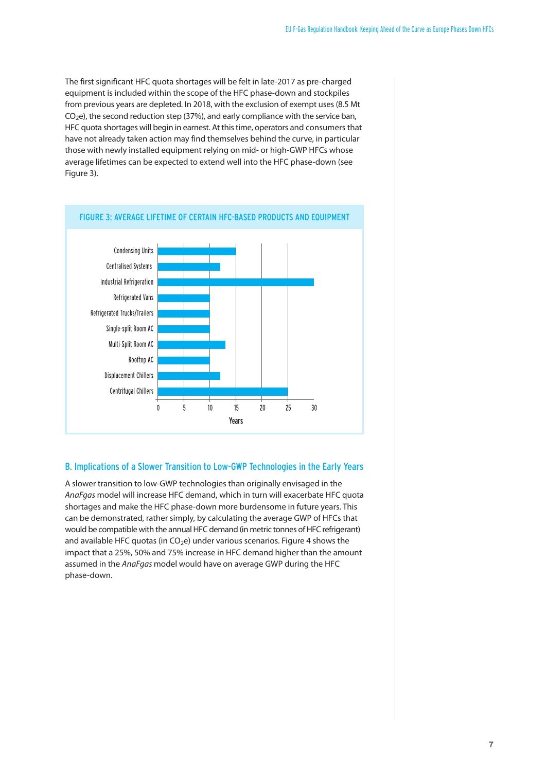The first significant HFC quota shortages will be felt in late-2017 as pre-charged equipment is included within the scope of the HFC phase-down and stockpiles from previous years are depleted. In 2018, with the exclusion of exempt uses (8.5 Mt $CO_2e$), the second reduction step (37%), and early compliance with the service ban, HFC quota shortages will begin in earnest. At this time, operators and consumers that have not already taken action may find themselves behind the curve, in particular those with newly installed equipment relying on mid- or high-GWP HFCs whose average lifetimes can be expected to extend well into the HFC phase-down (see Figure 3).

**FIGURE 3: AVERAGE LIFETIME OF CERTAIN HFC-BASED PRODUCTS AND EQUIPMENT**

| Product/Equipment | Years |
|---|---|
| Condensing Units | 15 |
| Centralised Systems | 12 |
| Industrial Refrigeration | 30 |
| Refrigerated Vans | 10 |
| Refrigerated Trucks/Trailers | 10 |
| Single-split Room AC | 10 |
| Multi-Split Room AC | 13 |
| Rooftop AC | 10 |
| Displacement Chillers | 12 |
| Centrifugal Chillers | 25 |

## B. Implications of a Slower Transition to Low-GWP Technologies in the Early Years

A slower transition to low-GWP technologies than originally envisaged in the *AnaFgas* model will increase HFC demand, which in turn will exacerbate HFC quota shortages and make the HFC phase-down more burdensome in future years. This can be demonstrated, rather simply, by calculating the average GWP of HFCs that would be compatible with the annual HFC demand (in metric tonnes of HFC refrigerant) and available HFC quotas (in $CO_2e$) under various scenarios. Figure 4 shows the impact that a 25%, 50% and 75% increase in HFC demand higher than the amount assumed in the *AnaFgas* model would have on average GWP during the HFC phase-down.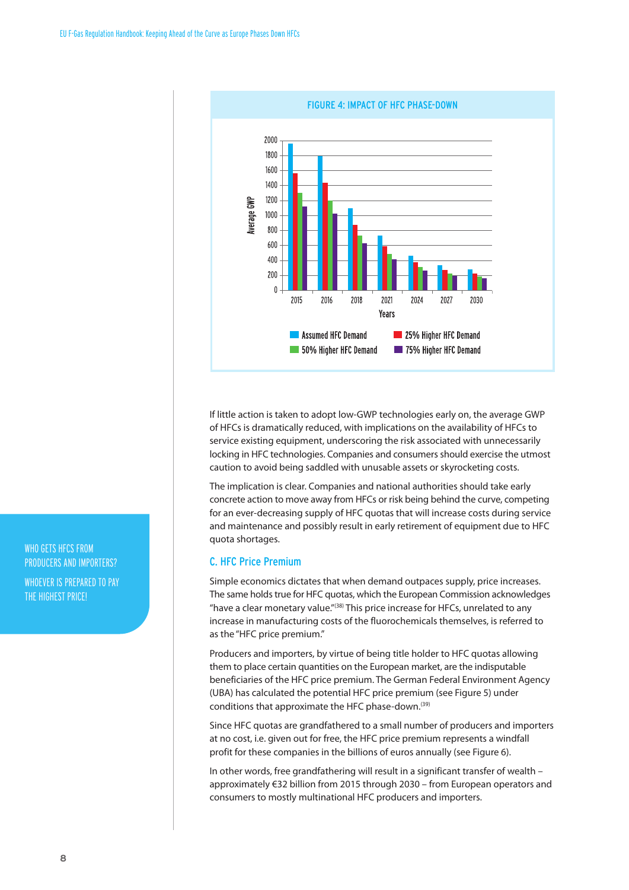**FIGURE 4: IMPACT OF HFC PHASE-DOWN**

If little action is taken to adopt low-GWP technologies early on, the average GWP of HFCs is dramatically reduced, with implications on the availability of HFCs to service existing equipment, underscoring the risk associated with unnecessarily locking in HFC technologies. Companies and consumers should exercise the utmost caution to avoid being saddled with unusable assets or skyrocketing costs.

The implication is clear. Companies and national authorities should take early concrete action to move away from HFCs or risk being behind the curve, competing for an ever-decreasing supply of HFC quotas that will increase costs during service and maintenance and possibly result in early retirement of equipment due to HFC quota shortages.

WHO GETS HFCS FROM PRODUCERS AND IMPORTERS?

WHOEVER IS PREPARED TO PAY THE HIGHEST PRICE!

## C. HFC Price Premium

Simple economics dictates that when demand outpaces supply, price increases. The same holds true for HFC quotas, which the European Commission acknowledges "have a clear monetary value."[38] This price increase for HFCs, unrelated to any increase in manufacturing costs of the fluorochemicals themselves, is referred to as the "HFC price premium."

Producers and importers, by virtue of being title holder to HFC quotas allowing them to place certain quantities on the European market, are the indisputable beneficiaries of the HFC price premium. The German Federal Environment Agency (UBA) has calculated the potential HFC price premium (see Figure 5) under conditions that approximate the HFC phase-down.[39]

Since HFC quotas are grandfathered to a small number of producers and importers at no cost, i.e. given out for free, the HFC price premium represents a windfall profit for these companies in the billions of euros annually (see Figure 6).

In other words, free grandfathering will result in a significant transfer of wealth – approximately €32 billion from 2015 through 2030 – from European operators and consumers to mostly multinational HFC producers and importers.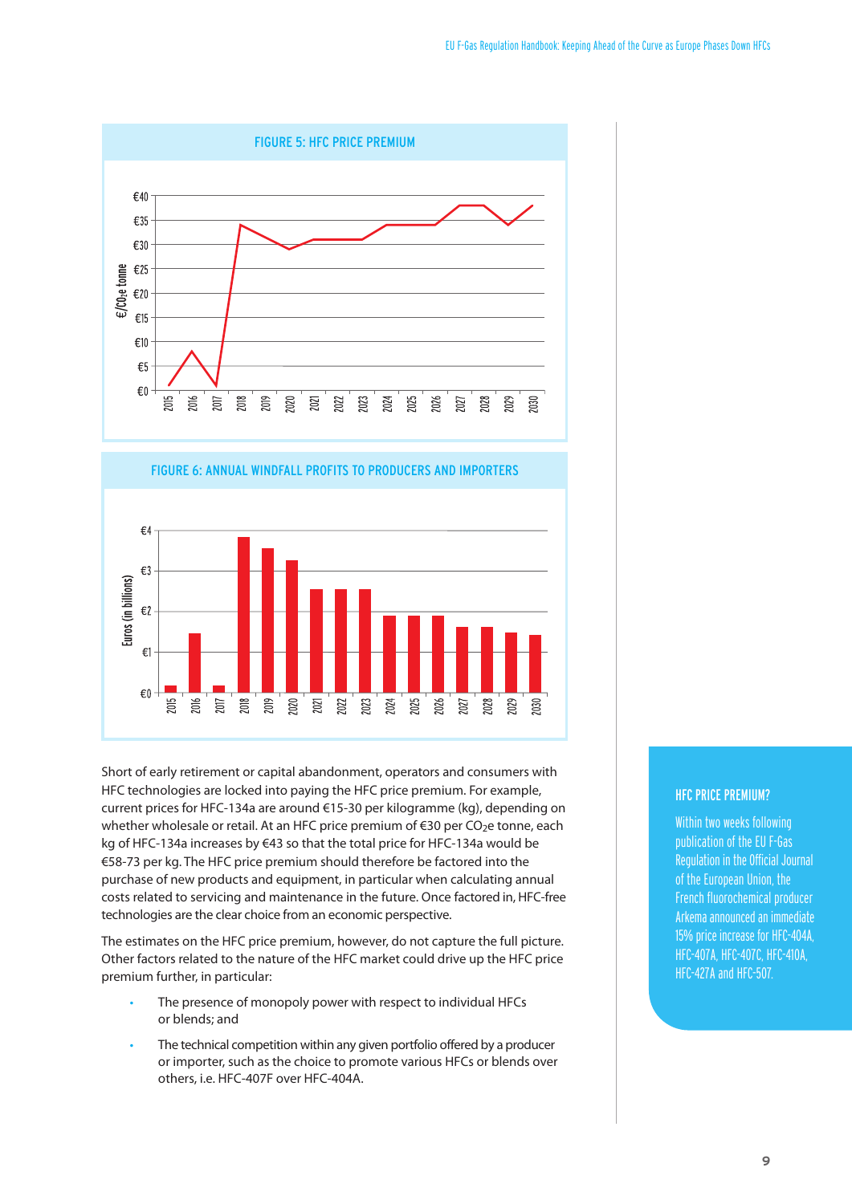## FIGURE 5: HFC PRICE PREMIUM

## FIGURE 6: ANNUAL WINDFALL PROFITS TO PRODUCERS AND IMPORTERS

Short of early retirement or capital abandonment, operators and consumers with HFC technologies are locked into paying the HFC price premium. For example, current prices for HFC-134a are around €15-30 per kilogramme (kg), depending on whether wholesale or retail. At an HFC price premium of €30 per $CO_2$e tonne, each kg of HFC-134a increases by €43 so that the total price for HFC-134a would be €58-73 per kg. The HFC price premium should therefore be factored into the purchase of new products and equipment, in particular when calculating annual costs related to servicing and maintenance in the future. Once factored in, HFC-free technologies are the clear choice from an economic perspective.

The estimates on the HFC price premium, however, do not capture the full picture. Other factors related to the nature of the HFC market could drive up the HFC price premium further, in particular:

- The presence of monopoly power with respect to individual HFCs or blends; and
- The technical competition within any given portfolio offered by a producer or importer, such as the choice to promote various HFCs or blends over others, i.e. HFC-407F over HFC-404A.

### HFC PRICE PREMIUM?

Within two weeks following publication of the EU F-Gas Regulation in the Official Journal of the European Union, the French fluorochemical producer Arkema announced an immediate 15% price increase for HFC-404A, HFC-407A, HFC-407C, HFC-410A, HFC-427A and HFC-507.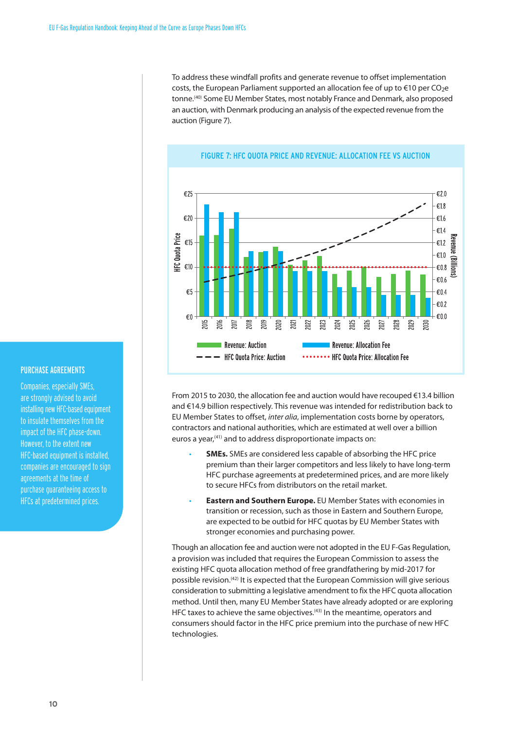To address these windfall profits and generate revenue to offset implementation costs, the European Parliament supported an allocation fee of up to €10 per $CO_2$e tonne.[40] Some EU Member States, most notably France and Denmark, also proposed an auction, with Denmark producing an analysis of the expected revenue from the auction (Figure 7).

**FIGURE 7: HFC QUOTA PRICE AND REVENUE: ALLOCATION FEE VS AUCTION**

From 2015 to 2030, the allocation fee and auction would have recouped €13.4 billion and €14.9 billion respectively. This revenue was intended for redistribution back to EU Member States to offset, *inter alia*, implementation costs borne by operators, contractors and national authorities, which are estimated at well over a billion euros a year,[41] and to address disproportionate impacts on:

- **SMEs.** SMEs are considered less capable of absorbing the HFC price premium than their larger competitors and less likely to have long-term HFC purchase agreements at predetermined prices, and are more likely to secure HFCs from distributors on the retail market.
- **Eastern and Southern Europe.** EU Member States with economies in transition or recession, such as those in Eastern and Southern Europe, are expected to be outbid for HFC quotas by EU Member States with stronger economies and purchasing power.

Though an allocation fee and auction were not adopted in the EU F-Gas Regulation, a provision was included that requires the European Commission to assess the existing HFC quota allocation method of free grandfathering by mid-2017 for possible revision.[42] It is expected that the European Commission will give serious consideration to submitting a legislative amendment to fix the HFC quota allocation method. Until then, many EU Member States have already adopted or are exploring HFC taxes to achieve the same objectives.[43] In the meantime, operators and consumers should factor in the HFC price premium into the purchase of new HFC technologies.

**PURCHASE AGREEMENTS**

Companies, especially SMEs, are strongly advised to avoid installing new HFC-based equipment to insulate themselves from the impact of the HFC phase-down. However, to the extent new HFC-based equipment is installed, companies are encouraged to sign agreements at the time of purchase guaranteeing access to HFCs at predetermined prices.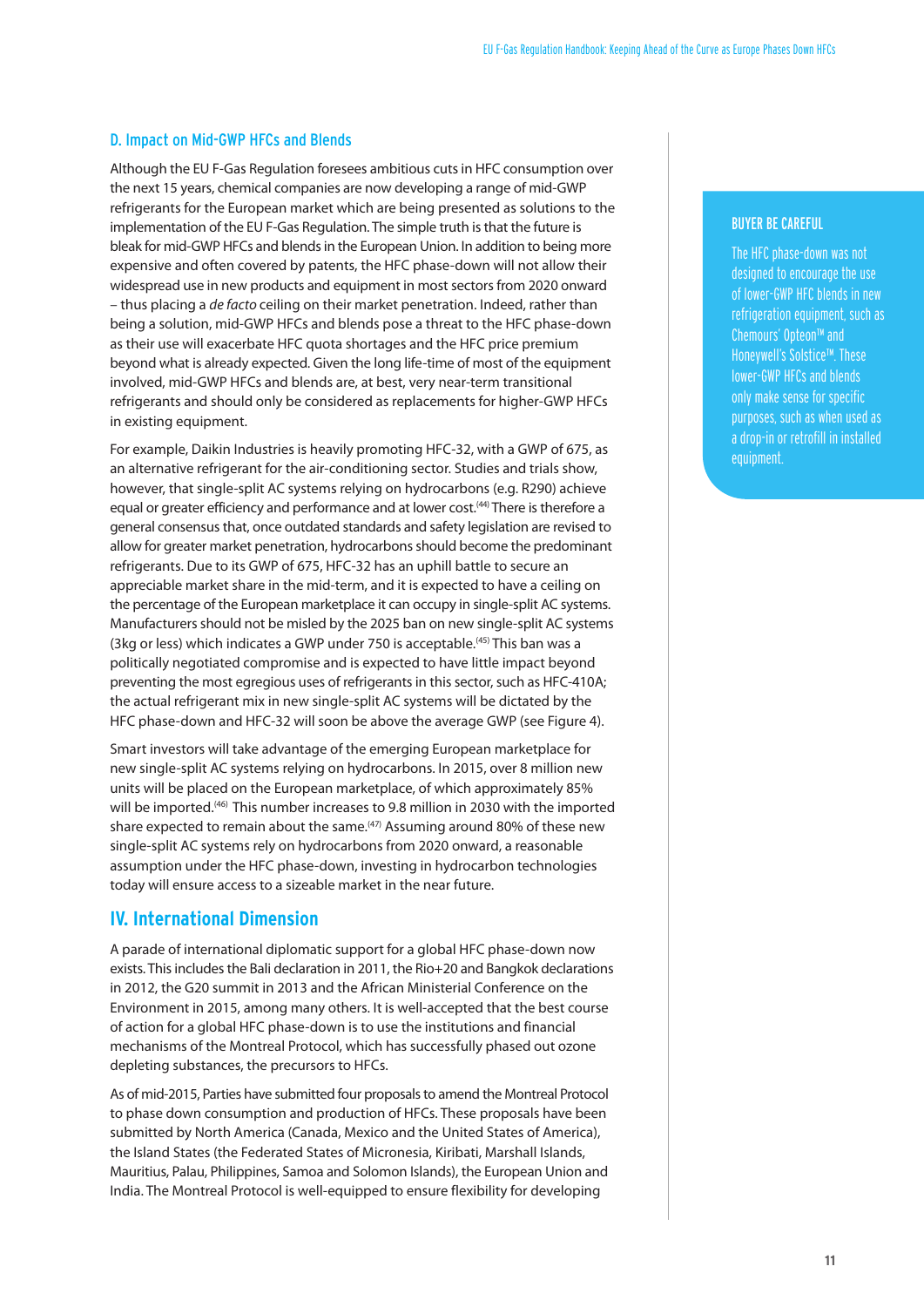## D. Impact on Mid-GWP HFCs and Blends

Although the EU F-Gas Regulation foresees ambitious cuts in HFC consumption over the next 15 years, chemical companies are now developing a range of mid-GWP refrigerants for the European market which are being presented as solutions to the implementation of the EU F-Gas Regulation. The simple truth is that the future is bleak for mid-GWP HFCs and blends in the European Union. In addition to being more expensive and often covered by patents, the HFC phase-down will not allow their widespread use in new products and equipment in most sectors from 2020 onward – thus placing a *de facto* ceiling on their market penetration. Indeed, rather than being a solution, mid-GWP HFCs and blends pose a threat to the HFC phase-down as their use will exacerbate HFC quota shortages and the HFC price premium beyond what is already expected. Given the long life-time of most of the equipment involved, mid-GWP HFCs and blends are, at best, very near-term transitional refrigerants and should only be considered as replacements for higher-GWP HFCs in existing equipment.

For example, Daikin Industries is heavily promoting HFC-32, with a GWP of 675, as an alternative refrigerant for the air-conditioning sector. Studies and trials show, however, that single-split AC systems relying on hydrocarbons (e.g. R290) achieve equal or greater efficiency and performance and at lower cost.[44] There is therefore a general consensus that, once outdated standards and safety legislation are revised to allow for greater market penetration, hydrocarbons should become the predominant refrigerants. Due to its GWP of 675, HFC-32 has an uphill battle to secure an appreciable market share in the mid-term, and it is expected to have a ceiling on the percentage of the European marketplace it can occupy in single-split AC systems. Manufacturers should not be misled by the 2025 ban on new single-split AC systems (3kg or less) which indicates a GWP under 750 is acceptable.[45] This ban was a politically negotiated compromise and is expected to have little impact beyond preventing the most egregious uses of refrigerants in this sector, such as HFC-410A; the actual refrigerant mix in new single-split AC systems will be dictated by the HFC phase-down and HFC-32 will soon be above the average GWP (see Figure 4).

Smart investors will take advantage of the emerging European marketplace for new single-split AC systems relying on hydrocarbons. In 2015, over 8 million new units will be placed on the European marketplace, of which approximately 85% will be imported.[46] This number increases to 9.8 million in 2030 with the imported share expected to remain about the same.[47] Assuming around 80% of these new single-split AC systems rely on hydrocarbons from 2020 onward, a reasonable assumption under the HFC phase-down, investing in hydrocarbon technologies today will ensure access to a sizeable market in the near future.

> **BUYER BE CAREFUL**
>
> The HFC phase-down was not designed to encourage the use of lower-GWP HFC blends in new refrigeration equipment, such as Chemours' Opteon™ and Honeywell's Solstice™. These lower-GWP HFCs and blends only make sense for specific purposes, such as when used as a drop-in or retrofit in installed equipment.

# IV. International Dimension

A parade of international diplomatic support for a global HFC phase-down now exists. This includes the Bali declaration in 2011, the Rio+20 and Bangkok declarations in 2012, the G20 summit in 2013 and the African Ministerial Conference on the Environment in 2015, among many others. It is well-accepted that the best course of action for a global HFC phase-down is to use the institutions and financial mechanisms of the Montreal Protocol, which has successfully phased out ozone depleting substances, the precursors to HFCs.

As of mid-2015, Parties have submitted four proposals to amend the Montreal Protocol to phase down consumption and production of HFCs. These proposals have been submitted by North America (Canada, Mexico and the United States of America), the Island States (the Federated States of Micronesia, Kiribati, Marshall Islands, Mauritius, Palau, Philippines, Samoa and Solomon Islands), the European Union and India. The Montreal Protocol is well-equipped to ensure flexibility for developing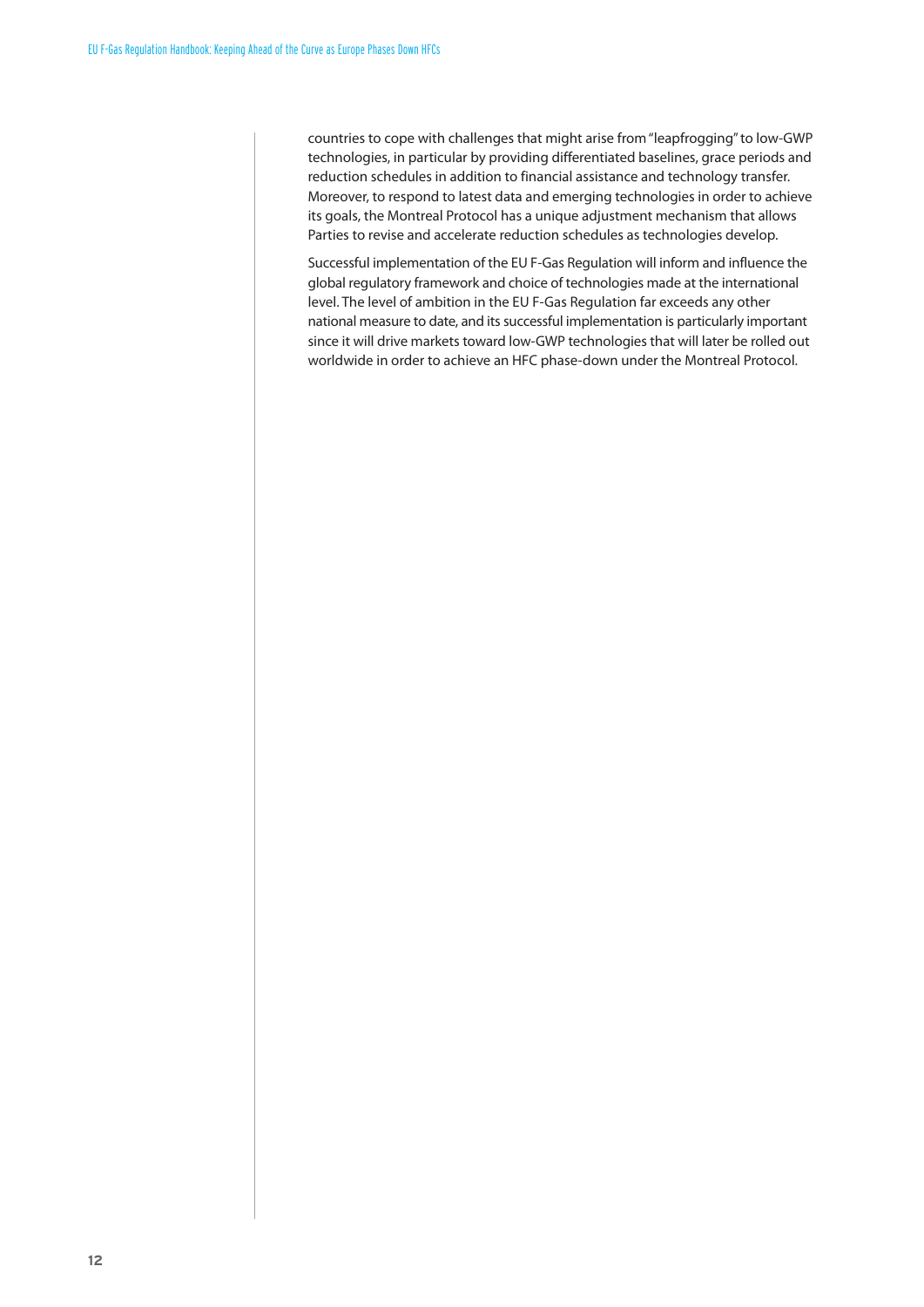countries to cope with challenges that might arise from "leapfrogging" to low-GWP technologies, in particular by providing differentiated baselines, grace periods and reduction schedules in addition to financial assistance and technology transfer. Moreover, to respond to latest data and emerging technologies in order to achieve its goals, the Montreal Protocol has a unique adjustment mechanism that allows Parties to revise and accelerate reduction schedules as technologies develop.

Successful implementation of the EU F-Gas Regulation will inform and influence the global regulatory framework and choice of technologies made at the international level. The level of ambition in the EU F-Gas Regulation far exceeds any other national measure to date, and its successful implementation is particularly important since it will drive markets toward low-GWP technologies that will later be rolled out worldwide in order to achieve an HFC phase-down under the Montreal Protocol.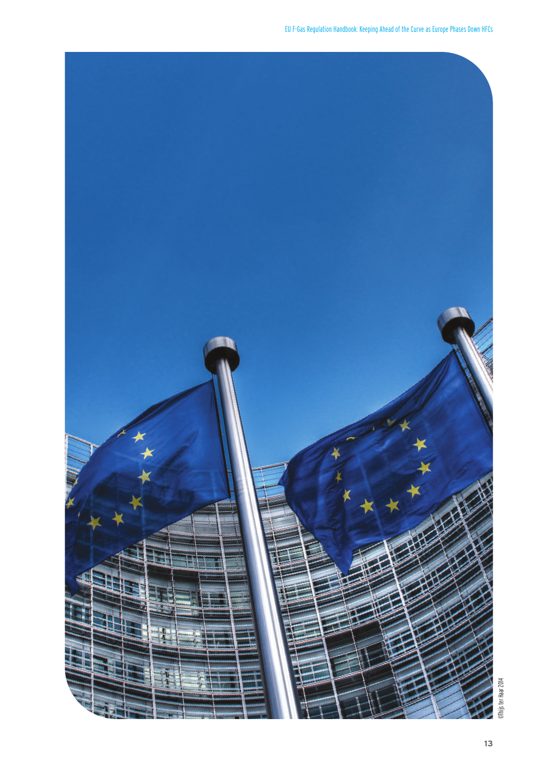©Thijs ter Haar 2014